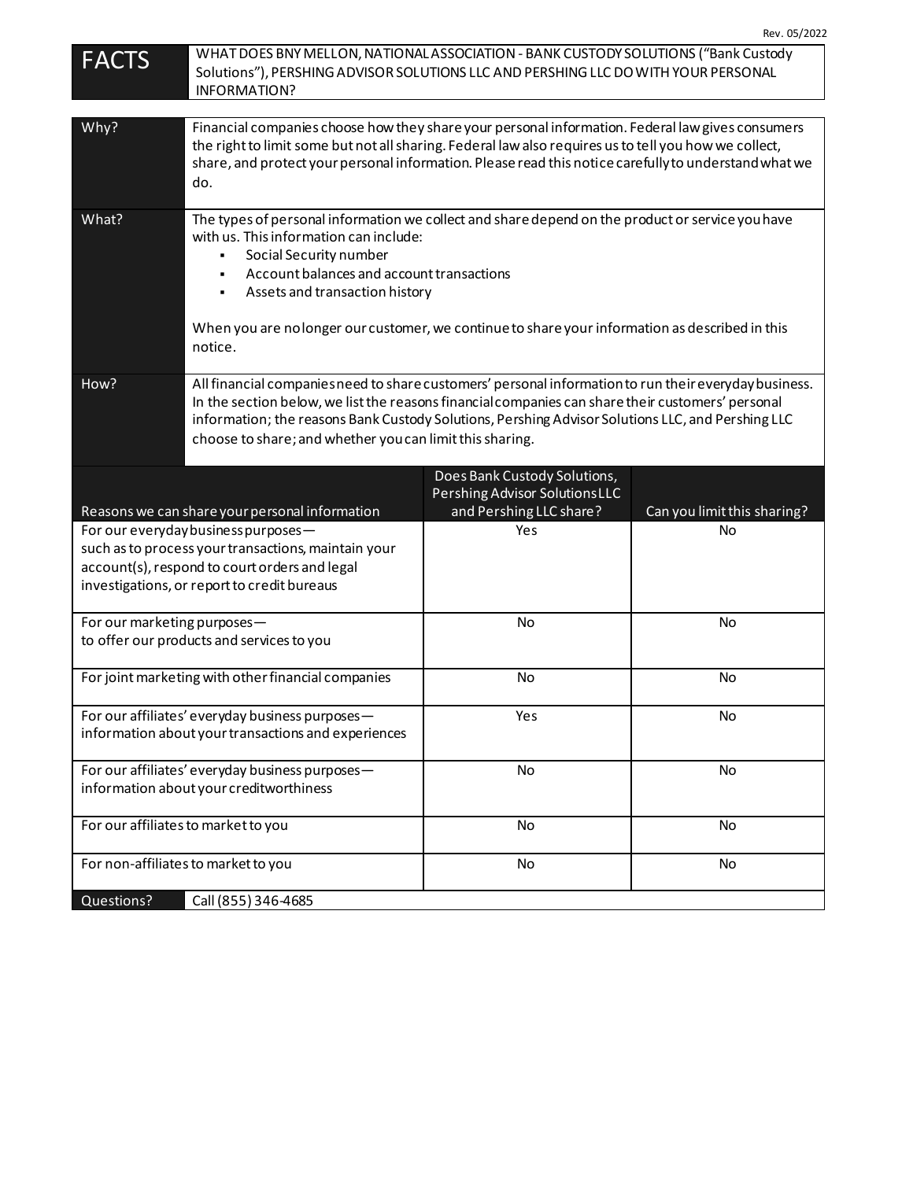Rev. 05/2022

| FACTS | WHAT DOES BNY MELLON, NATIONAL ASSOCIATION - BANK CUSTODY SOLUTIONS ("Bank Custody Solutions"), PERSHING ADVISOR SOLUTIONS LLC AND PERSHING LLC DO WITH YOUR PERSONAL INFORMATION? |
|---|---|

| | |
|---|---|
| Why? | Financial companies choose how they share your personal information. Federal law gives consumers the right to limit some but not all sharing. Federal law also requires us to tell you how we collect, share, and protect your personal information. Please read this notice carefully to understand what we do. |
| What? | The types of personal information we collect and share depend on the product or service you have with us. This information can include:<br>▪ Social Security number<br>▪ Account balances and account transactions<br>▪ Assets and transaction history<br><br>When you are no longer our customer, we continue to share your information as described in this notice. |
| How? | All financial companies need to share customers' personal information to run their everyday business. In the section below, we list the reasons financial companies can share their customers' personal information; the reasons Bank Custody Solutions, Pershing Advisor Solutions LLC, and Pershing LLC choose to share; and whether you can limit this sharing. |

| Reasons we can share your personal information | Does Bank Custody Solutions, Pershing Advisor Solutions LLC and Pershing LLC share? | Can you limit this sharing? |
|---|---|---|
| For our everyday business purposes— such as to process your transactions, maintain your account(s), respond to court orders and legal investigations, or report to credit bureaus | Yes | No |
| For our marketing purposes— to offer our products and services to you | No | No |
| For joint marketing with other financial companies | No | No |
| For our affiliates' everyday business purposes— information about your transactions and experiences | Yes | No |
| For our affiliates' everyday business purposes— information about your creditworthiness | No | No |
| For our affiliates to market to you | No | No |
| For non-affiliates to market to you | No | No |

| Questions? | Call (855) 346-4685 |
|---|---|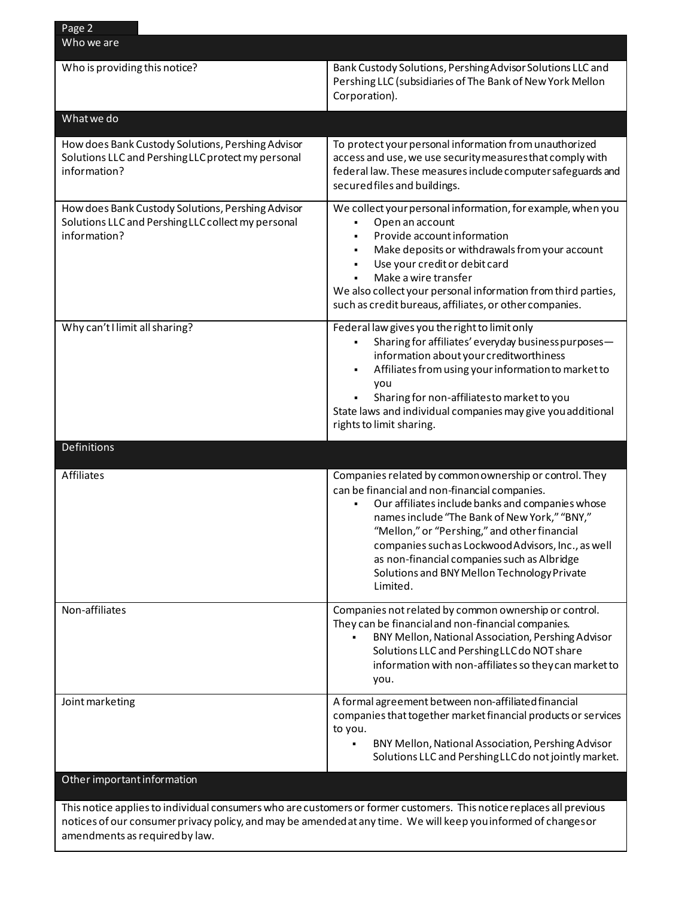| Who we are | |
|---|---|
| Who is providing this notice? | Bank Custody Solutions, Pershing Advisor Solutions LLC and Pershing LLC (subsidiaries of The Bank of New York Mellon Corporation). |

| What we do | |
|---|---|
| How does Bank Custody Solutions, Pershing Advisor Solutions LLC and Pershing LLC protect my personal information? | To protect your personal information from unauthorized access and use, we use security measures that comply with federal law. These measures include computer safeguards and secured files and buildings. |
| How does Bank Custody Solutions, Pershing Advisor Solutions LLC and Pershing LLC collect my personal information? | We collect your personal information, for example, when you<br>▪ Open an account<br>▪ Provide account information<br>▪ Make deposits or withdrawals from your account<br>▪ Use your credit or debit card<br>▪ Make a wire transfer<br>We also collect your personal information from third parties, such as credit bureaus, affiliates, or other companies. |
| Why can't I limit all sharing? | Federal law gives you the right to limit only<br>▪ Sharing for affiliates' everyday business purposes—information about your creditworthiness<br>▪ Affiliates from using your information to market to you<br>▪ Sharing for non-affiliates to market to you<br>State laws and individual companies may give you additional rights to limit sharing. |

| Definitions | |
|---|---|
| Affiliates | Companies related by common ownership or control. They can be financial and non-financial companies.<br>▪ Our affiliates include banks and companies whose names include "The Bank of New York," "BNY," "Mellon," or "Pershing," and other financial companies such as Lockwood Advisors, Inc., as well as non-financial companies such as Albridge Solutions and BNY Mellon Technology Private Limited. |
| Non-affiliates | Companies not related by common ownership or control. They can be financial and non-financial companies.<br>▪ BNY Mellon, National Association, Pershing Advisor Solutions LLC and Pershing LLC do NOT share information with non-affiliates so they can market to you. |
| Joint marketing | A formal agreement between non-affiliated financial companies that together market financial products or services to you.<br>▪ BNY Mellon, National Association, Pershing Advisor Solutions LLC and Pershing LLC do not jointly market. |

## Other important information

This notice applies to individual consumers who are customers or former customers. This notice replaces all previous notices of our consumer privacy policy, and may be amended at any time. We will keep you informed of changes or amendments as required by law.